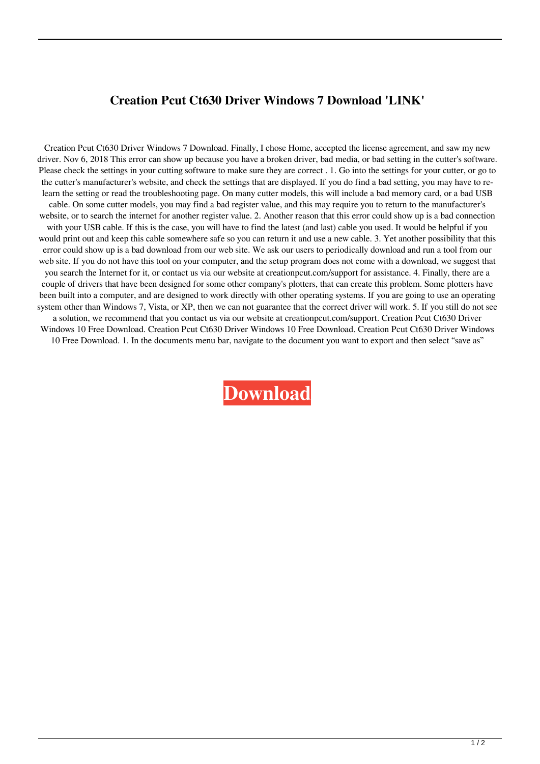# Creation Pcut Ct630 Driver Windows 7 Download 'LINK'

Creation Pcut Ct630 Driver Windows 7 Download. Finally, I chose Home, accepted the license agreement, and saw my new driver. Nov 6, 2018 This error can show up because you have a broken driver, bad media, or bad setting in the cutter's software. Please check the settings in your cutting software to make sure they are correct . 1. Go into the settings for your cutter, or go to the cutter's manufacturer's website, and check the settings that are displayed. If you do find a bad setting, you may have to re-learn the setting or read the troubleshooting page. On many cutter models, this will include a bad memory card, or a bad USB cable. On some cutter models, you may find a bad register value, and this may require you to return to the manufacturer's website, or to search the internet for another register value. 2. Another reason that this error could show up is a bad connection with your USB cable. If this is the case, you will have to find the latest (and last) cable you used. It would be helpful if you would print out and keep this cable somewhere safe so you can return it and use a new cable. 3. Yet another possibility that this error could show up is a bad download from our web site. We ask our users to periodically download and run a tool from our web site. If you do not have this tool on your computer, and the setup program does not come with a download, we suggest that you search the Internet for it, or contact us via our website at creationpcut.com/support for assistance. 4. Finally, there are a couple of drivers that have been designed for some other company's plotters, that can create this problem. Some plotters have been built into a computer, and are designed to work directly with other operating systems. If you are going to use an operating system other than Windows 7, Vista, or XP, then we can not guarantee that the correct driver will work. 5. If you still do not see a solution, we recommend that you contact us via our website at creationpcut.com/support. Creation Pcut Ct630 Driver Windows 10 Free Download. Creation Pcut Ct630 Driver Windows 10 Free Download. Creation Pcut Ct630 Driver Windows 10 Free Download. 1. In the documents menu bar, navigate to the document you want to export and then select "save as"

**Download**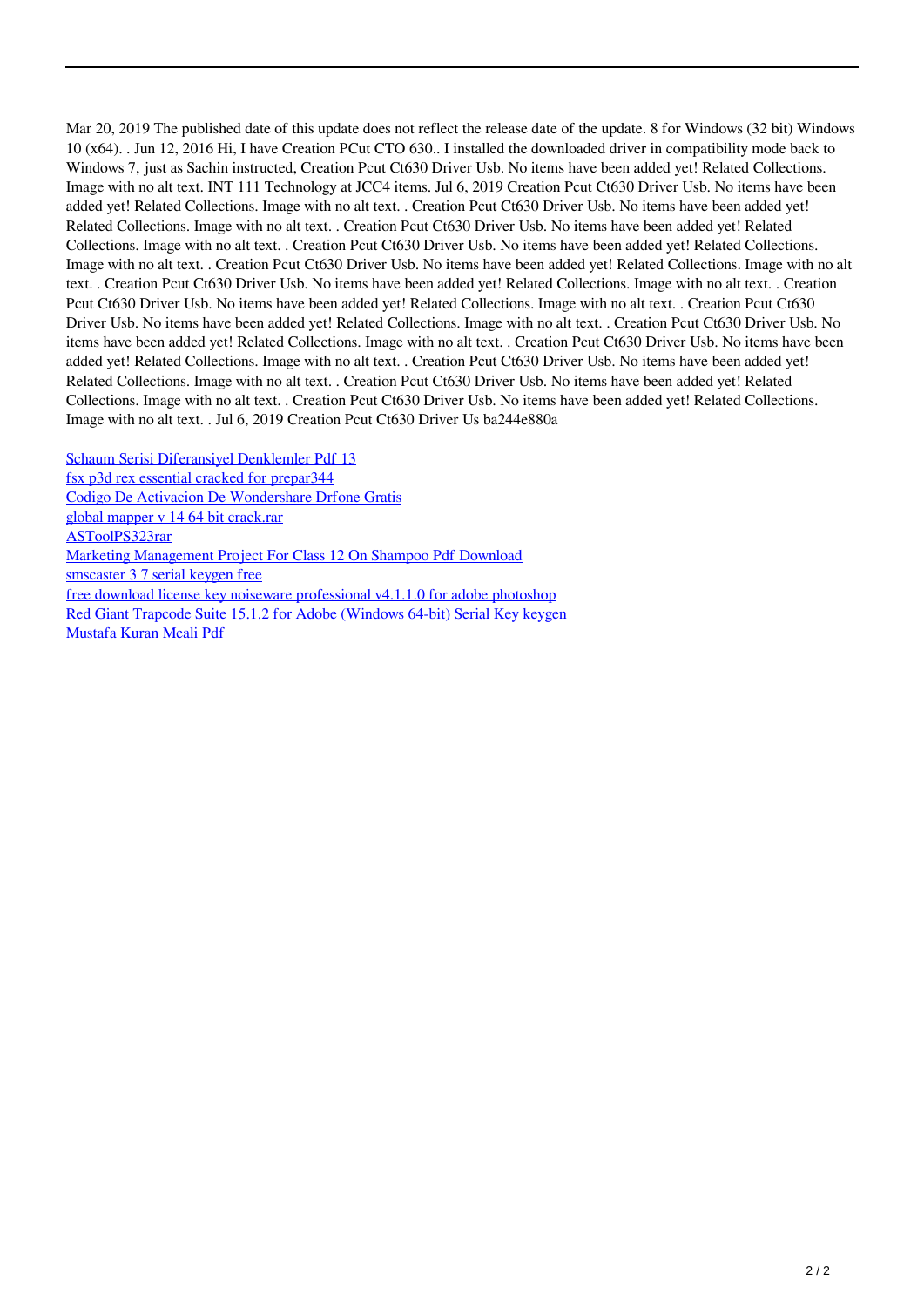Mar 20, 2019 The published date of this update does not reflect the release date of the update. 8 for Windows (32 bit) Windows 10 (x64). . Jun 12, 2016 Hi, I have Creation PCut CTO 630.. I installed the downloaded driver in compatibility mode back to Windows 7, just as Sachin instructed, Creation Pcut Ct630 Driver Usb. No items have been added yet! Related Collections. Image with no alt text. INT 111 Technology at JCC4 items. Jul 6, 2019 Creation Pcut Ct630 Driver Usb. No items have been added yet! Related Collections. Image with no alt text. . Creation Pcut Ct630 Driver Usb. No items have been added yet! Related Collections. Image with no alt text. . Creation Pcut Ct630 Driver Usb. No items have been added yet! Related Collections. Image with no alt text. . Creation Pcut Ct630 Driver Usb. No items have been added yet! Related Collections. Image with no alt text. . Creation Pcut Ct630 Driver Usb. No items have been added yet! Related Collections. Image with no alt text. . Creation Pcut Ct630 Driver Usb. No items have been added yet! Related Collections. Image with no alt text. . Creation Pcut Ct630 Driver Usb. No items have been added yet! Related Collections. Image with no alt text. . Creation Pcut Ct630 Driver Usb. No items have been added yet! Related Collections. Image with no alt text. . Creation Pcut Ct630 Driver Usb. No items have been added yet! Related Collections. Image with no alt text. . Creation Pcut Ct630 Driver Usb. No items have been added yet! Related Collections. Image with no alt text. . Creation Pcut Ct630 Driver Usb. No items have been added yet! Related Collections. Image with no alt text. . Creation Pcut Ct630 Driver Usb. No items have been added yet! Related Collections. Image with no alt text. . Creation Pcut Ct630 Driver Usb. No items have been added yet! Related Collections. Image with no alt text. . Jul 6, 2019 Creation Pcut Ct630 Driver Us ba244e880a

Schaum Serisi Diferansiyel Denklemler Pdf 13
fsx p3d rex essential cracked for prepar344
Codigo De Activacion De Wondershare Drfone Gratis
global mapper v 14 64 bit crack.rar
ASToolPS323rar
Marketing Management Project For Class 12 On Shampoo Pdf Download
smscaster 3 7 serial keygen free
free download license key noiseware professional v4.1.1.0 for adobe photoshop
Red Giant Trapcode Suite 15.1.2 for Adobe (Windows 64-bit) Serial Key keygen
Mustafa Kuran Meali Pdf